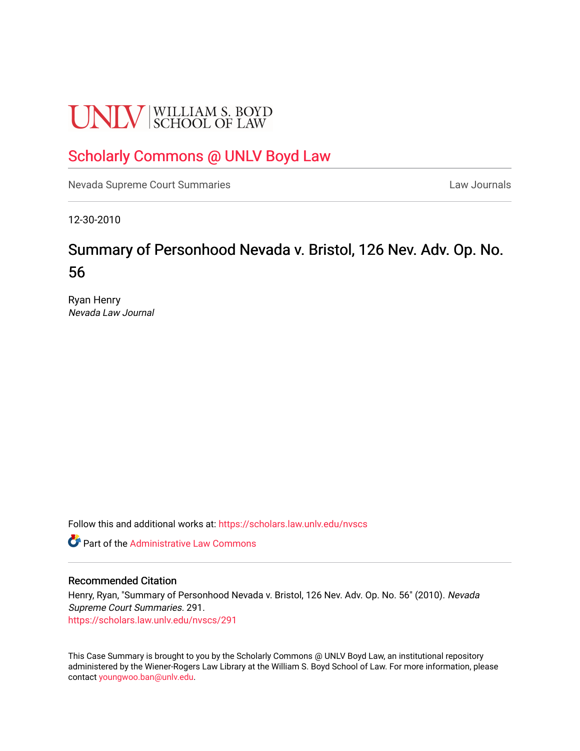UNLV | WILLIAM S. BOYD SCHOOL OF LAW

Scholarly Commons @ UNLV Boyd Law

Nevada Supreme Court Summaries | Law Journals

12-30-2010

# Summary of Personhood Nevada v. Bristol, 126 Nev. Adv. Op. No. 56

Ryan Henry
*Nevada Law Journal*

Follow this and additional works at: https://scholars.law.unlv.edu/nvscs

Part of the Administrative Law Commons

## Recommended Citation

Henry, Ryan, "Summary of Personhood Nevada v. Bristol, 126 Nev. Adv. Op. No. 56" (2010). *Nevada Supreme Court Summaries*. 291.
https://scholars.law.unlv.edu/nvscs/291

This Case Summary is brought to you by the Scholarly Commons @ UNLV Boyd Law, an institutional repository administered by the Wiener-Rogers Law Library at the William S. Boyd School of Law. For more information, please contact youngwoo.ban@unlv.edu.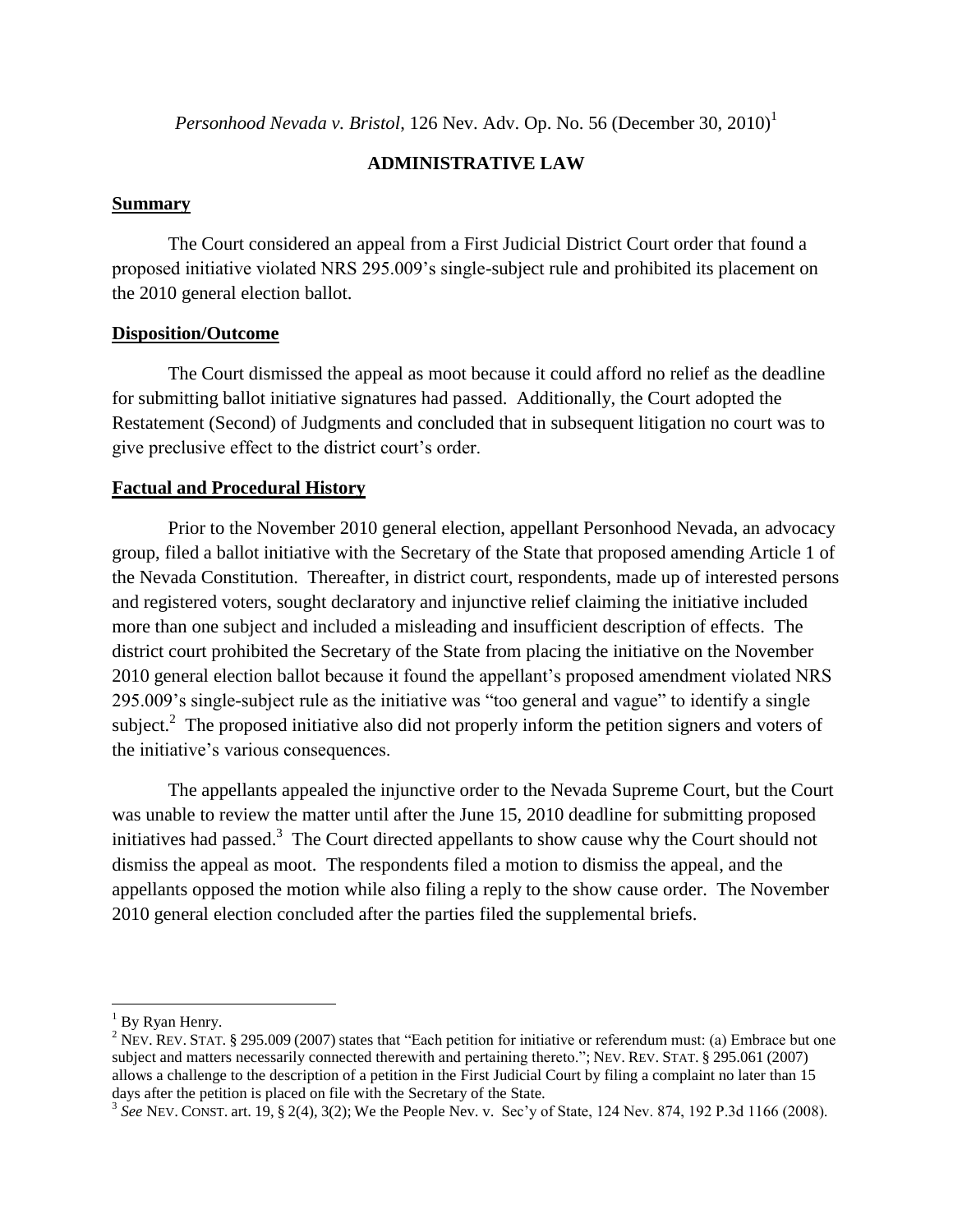*Personhood Nevada v. Bristol*, 126 Nev. Adv. Op. No. 56 (December 30, 2010)[1]

**ADMINISTRATIVE LAW**

## Summary

The Court considered an appeal from a First Judicial District Court order that found a proposed initiative violated NRS 295.009's single-subject rule and prohibited its placement on the 2010 general election ballot.

## Disposition/Outcome

The Court dismissed the appeal as moot because it could afford no relief as the deadline for submitting ballot initiative signatures had passed. Additionally, the Court adopted the Restatement (Second) of Judgments and concluded that in subsequent litigation no court was to give preclusive effect to the district court's order.

## Factual and Procedural History

Prior to the November 2010 general election, appellant Personhood Nevada, an advocacy group, filed a ballot initiative with the Secretary of the State that proposed amending Article 1 of the Nevada Constitution. Thereafter, in district court, respondents, made up of interested persons and registered voters, sought declaratory and injunctive relief claiming the initiative included more than one subject and included a misleading and insufficient description of effects. The district court prohibited the Secretary of the State from placing the initiative on the November 2010 general election ballot because it found the appellant's proposed amendment violated NRS 295.009's single-subject rule as the initiative was "too general and vague" to identify a single subject.[2] The proposed initiative also did not properly inform the petition signers and voters of the initiative's various consequences.

The appellants appealed the injunctive order to the Nevada Supreme Court, but the Court was unable to review the matter until after the June 15, 2010 deadline for submitting proposed initiatives had passed.[3] The Court directed appellants to show cause why the Court should not dismiss the appeal as moot. The respondents filed a motion to dismiss the appeal, and the appellants opposed the motion while also filing a reply to the show cause order. The November 2010 general election concluded after the parties filed the supplemental briefs.

---

[1] By Ryan Henry.

[2] NEV. REV. STAT. § 295.009 (2007) states that "Each petition for initiative or referendum must: (a) Embrace but one subject and matters necessarily connected therewith and pertaining thereto."; NEV. REV. STAT. § 295.061 (2007) allows a challenge to the description of a petition in the First Judicial Court by filing a complaint no later than 15 days after the petition is placed on file with the Secretary of the State.

[3] *See* NEV. CONST. art. 19, § 2(4), 3(2); We the People Nev. v. Sec'y of State, 124 Nev. 874, 192 P.3d 1166 (2008).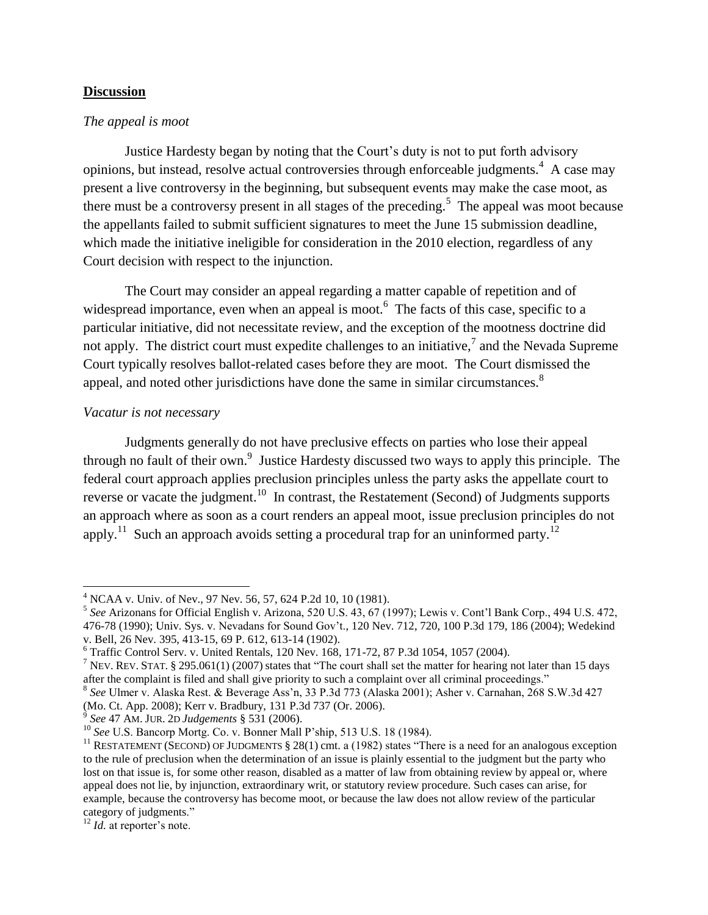## **Discussion**

*The appeal is moot*

Justice Hardesty began by noting that the Court's duty is not to put forth advisory opinions, but instead, resolve actual controversies through enforceable judgments.[4] A case may present a live controversy in the beginning, but subsequent events may make the case moot, as there must be a controversy present in all stages of the preceding.[5] The appeal was moot because the appellants failed to submit sufficient signatures to meet the June 15 submission deadline, which made the initiative ineligible for consideration in the 2010 election, regardless of any Court decision with respect to the injunction.

The Court may consider an appeal regarding a matter capable of repetition and of widespread importance, even when an appeal is moot.[6] The facts of this case, specific to a particular initiative, did not necessitate review, and the exception of the mootness doctrine did not apply. The district court must expedite challenges to an initiative,[7] and the Nevada Supreme Court typically resolves ballot-related cases before they are moot. The Court dismissed the appeal, and noted other jurisdictions have done the same in similar circumstances.[8]

*Vacatur is not necessary*

Judgments generally do not have preclusive effects on parties who lose their appeal through no fault of their own.[9] Justice Hardesty discussed two ways to apply this principle. The federal court approach applies preclusion principles unless the party asks the appellate court to reverse or vacate the judgment.[10] In contrast, the Restatement (Second) of Judgments supports an approach where as soon as a court renders an appeal moot, issue preclusion principles do not apply.[11] Such an approach avoids setting a procedural trap for an uninformed party.[12]

---

[4] NCAA v. Univ. of Nev., 97 Nev. 56, 57, 624 P.2d 10, 10 (1981).

[5] *See* Arizonans for Official English v. Arizona, 520 U.S. 43, 67 (1997); Lewis v. Cont'l Bank Corp., 494 U.S. 472, 476-78 (1990); Univ. Sys. v. Nevadans for Sound Gov't., 120 Nev. 712, 720, 100 P.3d 179, 186 (2004); Wedekind v. Bell, 26 Nev. 395, 413-15, 69 P. 612, 613-14 (1902).

[6] Traffic Control Serv. v. United Rentals, 120 Nev. 168, 171-72, 87 P.3d 1054, 1057 (2004).

[7] NEV. REV. STAT. § 295.061(1) (2007) states that "The court shall set the matter for hearing not later than 15 days after the complaint is filed and shall give priority to such a complaint over all criminal proceedings."

[8] *See* Ulmer v. Alaska Rest. & Beverage Ass'n, 33 P.3d 773 (Alaska 2001); Asher v. Carnahan, 268 S.W.3d 427 (Mo. Ct. App. 2008); Kerr v. Bradbury, 131 P.3d 737 (Or. 2006).

[9] *See* 47 AM. JUR. 2D *Judgements* § 531 (2006).

[10] *See* U.S. Bancorp Mortg. Co. v. Bonner Mall P'ship, 513 U.S. 18 (1984).

[11] RESTATEMENT (SECOND) OF JUDGMENTS § 28(1) cmt. a (1982) states "There is a need for an analogous exception to the rule of preclusion when the determination of an issue is plainly essential to the judgment but the party who lost on that issue is, for some other reason, disabled as a matter of law from obtaining review by appeal or, where appeal does not lie, by injunction, extraordinary writ, or statutory review procedure. Such cases can arise, for example, because the controversy has become moot, or because the law does not allow review of the particular category of judgments."

[12] *Id.* at reporter's note.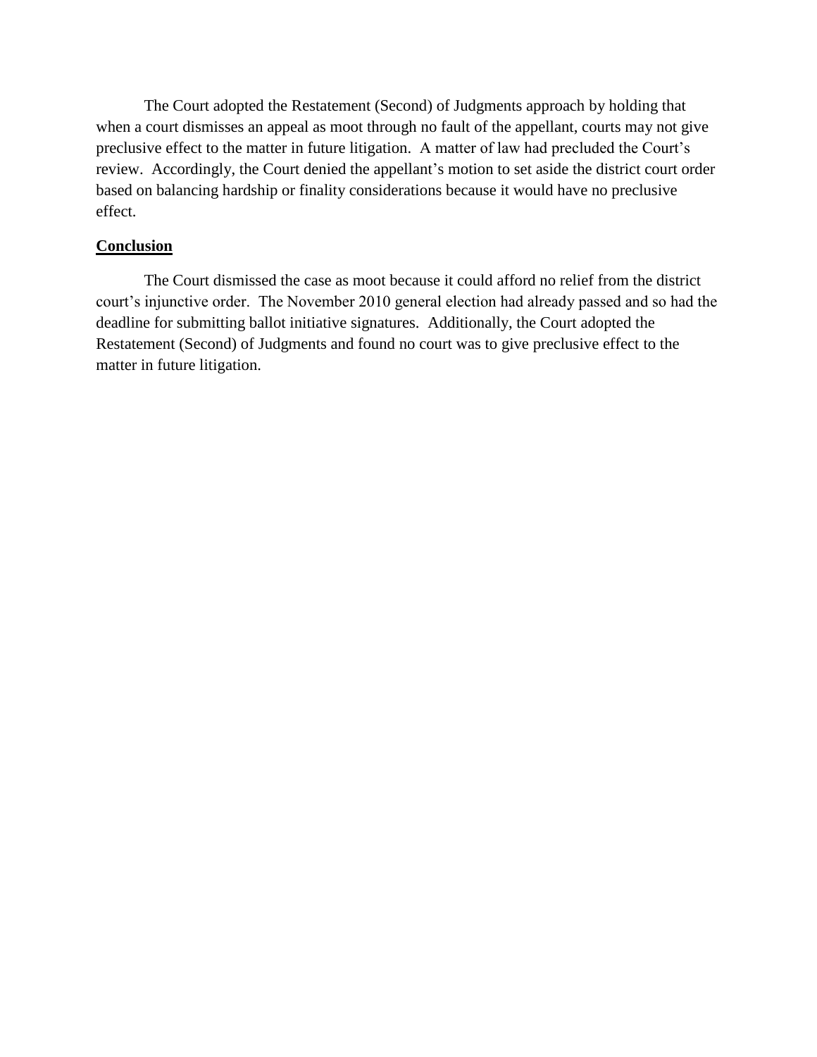The Court adopted the Restatement (Second) of Judgments approach by holding that when a court dismisses an appeal as moot through no fault of the appellant, courts may not give preclusive effect to the matter in future litigation. A matter of law had precluded the Court's review. Accordingly, the Court denied the appellant's motion to set aside the district court order based on balancing hardship or finality considerations because it would have no preclusive effect.

## **Conclusion**

The Court dismissed the case as moot because it could afford no relief from the district court's injunctive order. The November 2010 general election had already passed and so had the deadline for submitting ballot initiative signatures. Additionally, the Court adopted the Restatement (Second) of Judgments and found no court was to give preclusive effect to the matter in future litigation.